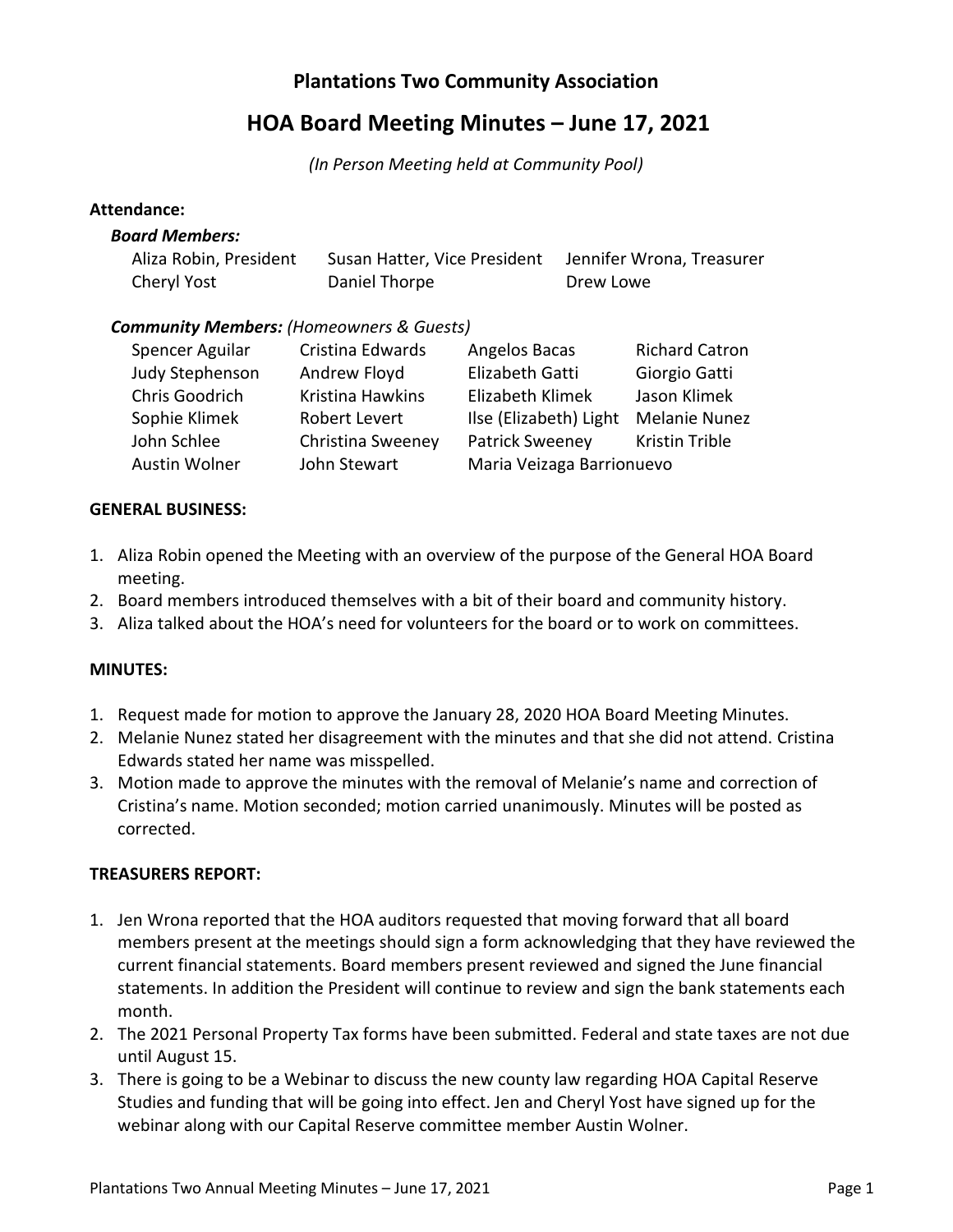# Plantations Two Community Association

## HOA Board Meeting Minutes – June 17, 2021

*(In Person Meeting held at Community Pool)*

**Attendance:**

***Board Members:***

| | | |
|---|---|---|
| Aliza Robin, President | Susan Hatter, Vice President | Jennifer Wrona, Treasurer |
| Cheryl Yost | Daniel Thorpe | Drew Lowe |

***Community Members:*** *(Homeowners & Guests)*

| | | | |
|---|---|---|---|
| Spencer Aguilar | Cristina Edwards | Angelos Bacas | Richard Catron |
| Judy Stephenson | Andrew Floyd | Elizabeth Gatti | Giorgio Gatti |
| Chris Goodrich | Kristina Hawkins | Elizabeth Klimek | Jason Klimek |
| Sophie Klimek | Robert Levert | Ilse (Elizabeth) Light | Melanie Nunez |
| John Schlee | Christina Sweeney | Patrick Sweeney | Kristin Trible |
| Austin Wolner | John Stewart | Maria Veizaga Barrionuevo | |

**GENERAL BUSINESS:**

1. Aliza Robin opened the Meeting with an overview of the purpose of the General HOA Board meeting.
2. Board members introduced themselves with a bit of their board and community history.
3. Aliza talked about the HOA's need for volunteers for the board or to work on committees.

**MINUTES:**

1. Request made for motion to approve the January 28, 2020 HOA Board Meeting Minutes.
2. Melanie Nunez stated her disagreement with the minutes and that she did not attend. Cristina Edwards stated her name was misspelled.
3. Motion made to approve the minutes with the removal of Melanie's name and correction of Cristina's name. Motion seconded; motion carried unanimously. Minutes will be posted as corrected.

**TREASURERS REPORT:**

1. Jen Wrona reported that the HOA auditors requested that moving forward that all board members present at the meetings should sign a form acknowledging that they have reviewed the current financial statements. Board members present reviewed and signed the June financial statements. In addition the President will continue to review and sign the bank statements each month.
2. The 2021 Personal Property Tax forms have been submitted. Federal and state taxes are not due until August 15.
3. There is going to be a Webinar to discuss the new county law regarding HOA Capital Reserve Studies and funding that will be going into effect. Jen and Cheryl Yost have signed up for the webinar along with our Capital Reserve committee member Austin Wolner.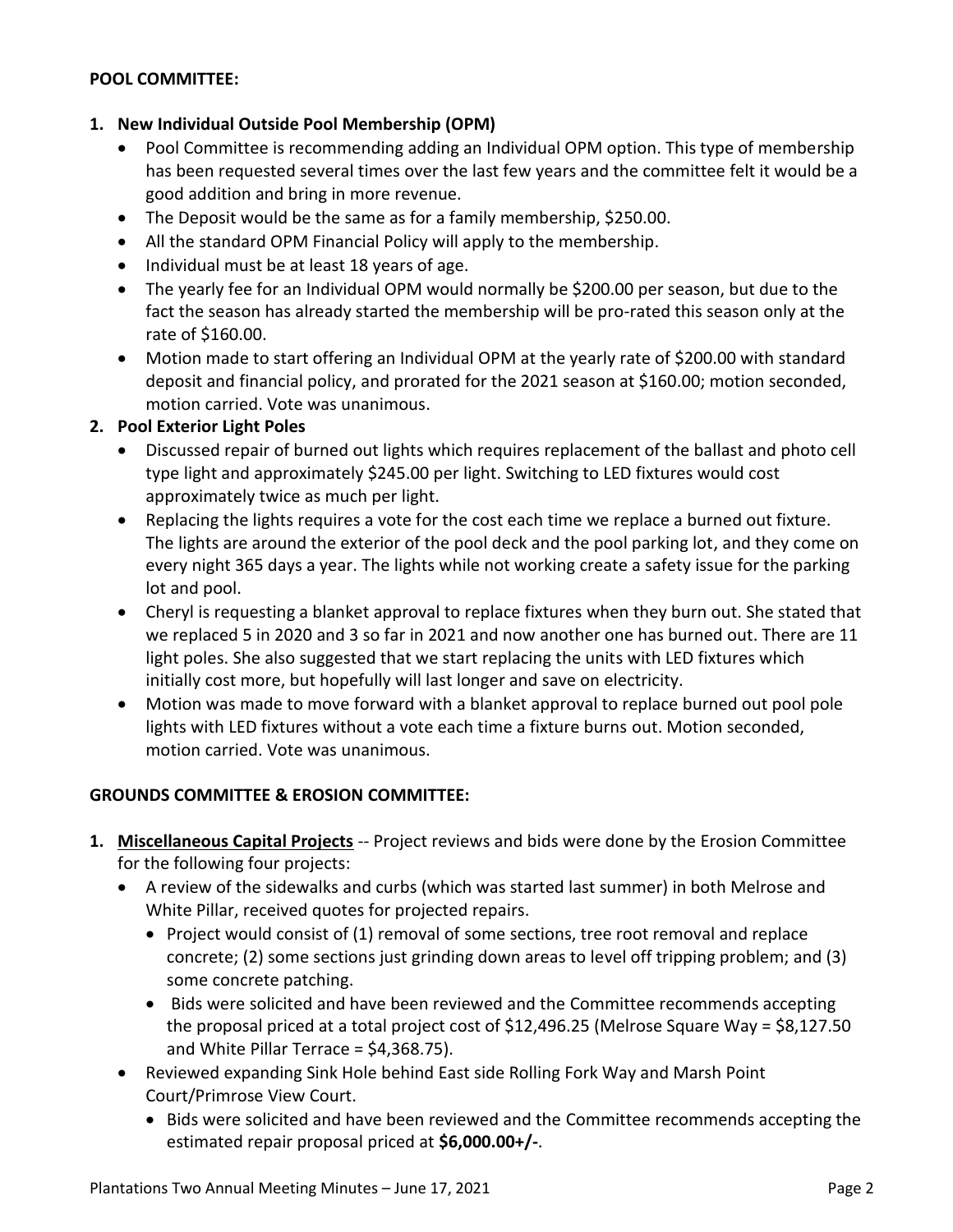**POOL COMMITTEE:**

1. **New Individual Outside Pool Membership (OPM)**
   - Pool Committee is recommending adding an Individual OPM option. This type of membership has been requested several times over the last few years and the committee felt it would be a good addition and bring in more revenue.
   - The Deposit would be the same as for a family membership, $250.00.
   - All the standard OPM Financial Policy will apply to the membership.
   - Individual must be at least 18 years of age.
   - The yearly fee for an Individual OPM would normally be $200.00 per season, but due to the fact the season has already started the membership will be pro-rated this season only at the rate of $160.00.
   - Motion made to start offering an Individual OPM at the yearly rate of $200.00 with standard deposit and financial policy, and prorated for the 2021 season at $160.00; motion seconded, motion carried. Vote was unanimous.
2. **Pool Exterior Light Poles**
   - Discussed repair of burned out lights which requires replacement of the ballast and photo cell type light and approximately $245.00 per light. Switching to LED fixtures would cost approximately twice as much per light.
   - Replacing the lights requires a vote for the cost each time we replace a burned out fixture. The lights are around the exterior of the pool deck and the pool parking lot, and they come on every night 365 days a year. The lights while not working create a safety issue for the parking lot and pool.
   - Cheryl is requesting a blanket approval to replace fixtures when they burn out. She stated that we replaced 5 in 2020 and 3 so far in 2021 and now another one has burned out. There are 11 light poles. She also suggested that we start replacing the units with LED fixtures which initially cost more, but hopefully will last longer and save on electricity.
   - Motion was made to move forward with a blanket approval to replace burned out pool pole lights with LED fixtures without a vote each time a fixture burns out. Motion seconded, motion carried. Vote was unanimous.

**GROUNDS COMMITTEE & EROSION COMMITTEE:**

1. **Miscellaneous Capital Projects** -- Project reviews and bids were done by the Erosion Committee for the following four projects:
   - A review of the sidewalks and curbs (which was started last summer) in both Melrose and White Pillar, received quotes for projected repairs.
     - Project would consist of (1) removal of some sections, tree root removal and replace concrete; (2) some sections just grinding down areas to level off tripping problem; and (3) some concrete patching.
     - Bids were solicited and have been reviewed and the Committee recommends accepting the proposal priced at a total project cost of $12,496.25 (Melrose Square Way = $8,127.50 and White Pillar Terrace = $4,368.75).
   - Reviewed expanding Sink Hole behind East side Rolling Fork Way and Marsh Point Court/Primrose View Court.
     - Bids were solicited and have been reviewed and the Committee recommends accepting the estimated repair proposal priced at **$6,000.00+/-**.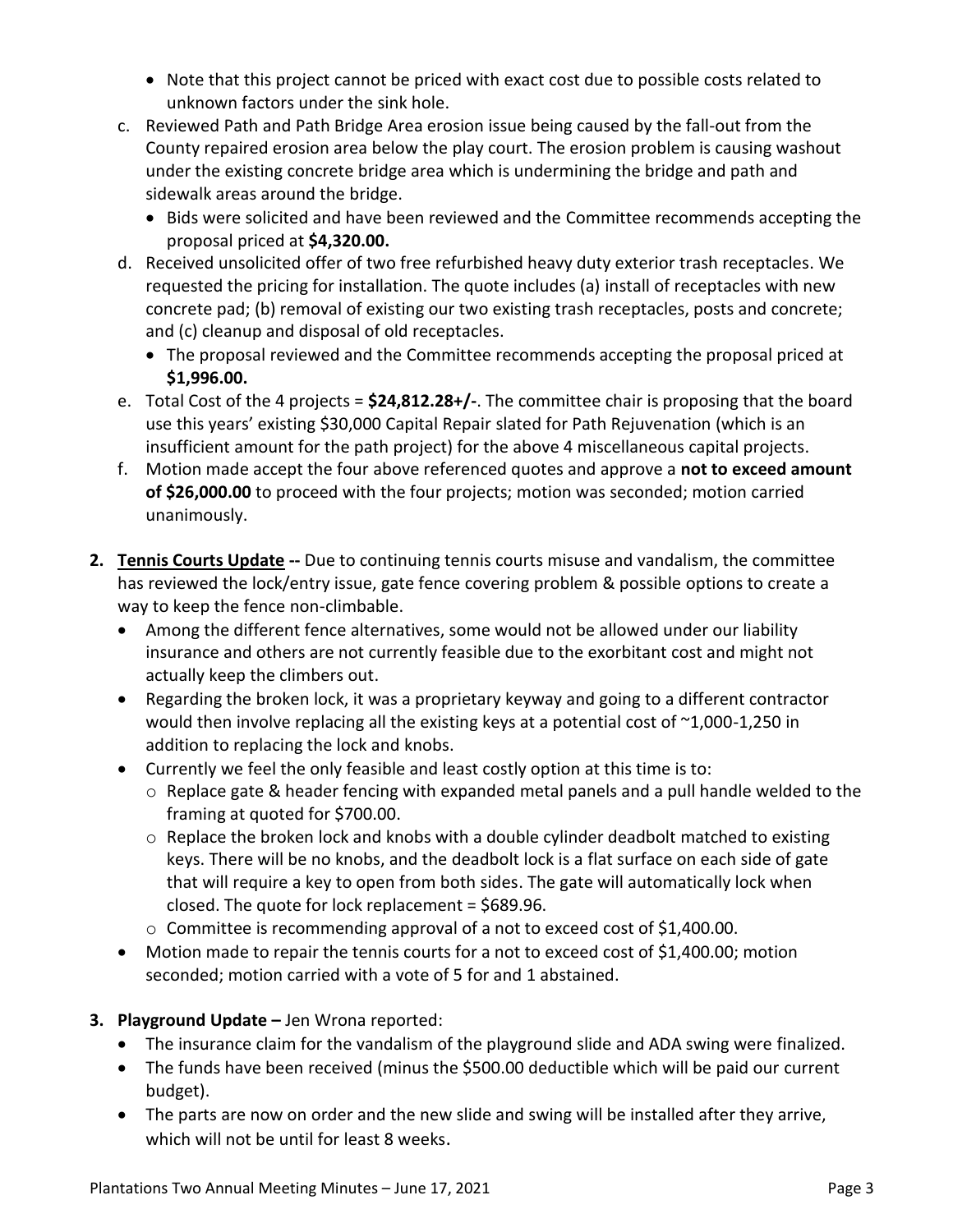- Note that this project cannot be priced with exact cost due to possible costs related to unknown factors under the sink hole.

c. Reviewed Path and Path Bridge Area erosion issue being caused by the fall-out from the County repaired erosion area below the play court. The erosion problem is causing washout under the existing concrete bridge area which is undermining the bridge and path and sidewalk areas around the bridge.
  - Bids were solicited and have been reviewed and the Committee recommends accepting the proposal priced at **$4,320.00.**

d. Received unsolicited offer of two free refurbished heavy duty exterior trash receptacles. We requested the pricing for installation. The quote includes (a) install of receptacles with new concrete pad; (b) removal of existing our two existing trash receptacles, posts and concrete; and (c) cleanup and disposal of old receptacles.
  - The proposal reviewed and the Committee recommends accepting the proposal priced at **$1,996.00.**

e. Total Cost of the 4 projects = **$24,812.28+/-**. The committee chair is proposing that the board use this years' existing $30,000 Capital Repair slated for Path Rejuvenation (which is an insufficient amount for the path project) for the above 4 miscellaneous capital projects.

f. Motion made accept the four above referenced quotes and approve a **not to exceed amount of $26,000.00** to proceed with the four projects; motion was seconded; motion carried unanimously.

**2. <u>Tennis Courts Update</u> --** Due to continuing tennis courts misuse and vandalism, the committee has reviewed the lock/entry issue, gate fence covering problem & possible options to create a way to keep the fence non-climbable.

- Among the different fence alternatives, some would not be allowed under our liability insurance and others are not currently feasible due to the exorbitant cost and might not actually keep the climbers out.
- Regarding the broken lock, it was a proprietary keyway and going to a different contractor would then involve replacing all the existing keys at a potential cost of ~1,000-1,250 in addition to replacing the lock and knobs.
- Currently we feel the only feasible and least costly option at this time is to:
  - Replace gate & header fencing with expanded metal panels and a pull handle welded to the framing at quoted for $700.00.
  - Replace the broken lock and knobs with a double cylinder deadbolt matched to existing keys. There will be no knobs, and the deadbolt lock is a flat surface on each side of gate that will require a key to open from both sides. The gate will automatically lock when closed. The quote for lock replacement = $689.96.
  - Committee is recommending approval of a not to exceed cost of $1,400.00.
- Motion made to repair the tennis courts for a not to exceed cost of $1,400.00; motion seconded; motion carried with a vote of 5 for and 1 abstained.

**3. Playground Update –** Jen Wrona reported:

- The insurance claim for the vandalism of the playground slide and ADA swing were finalized.
- The funds have been received (minus the $500.00 deductible which will be paid our current budget).
- The parts are now on order and the new slide and swing will be installed after they arrive, which will not be until for least 8 weeks.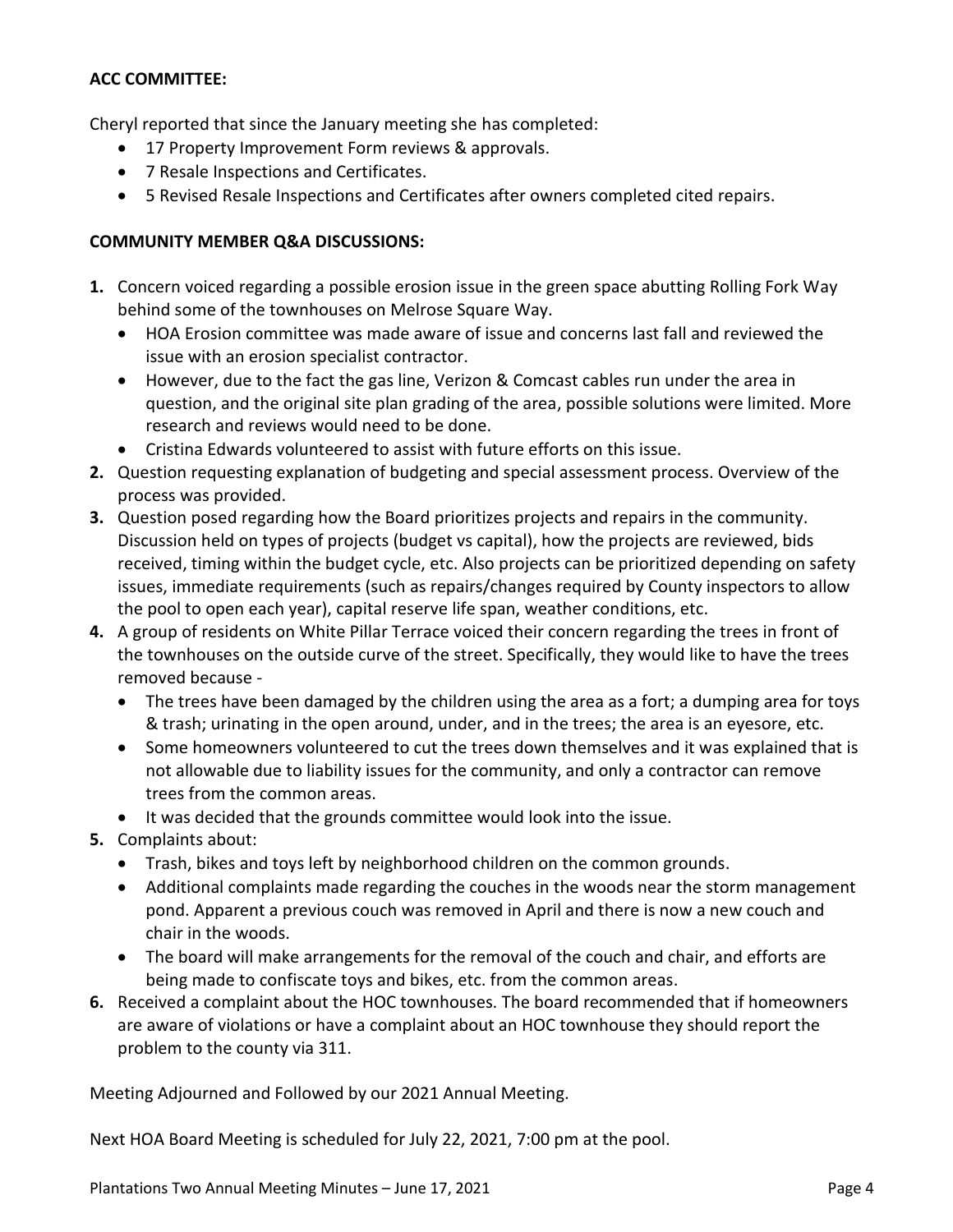**ACC COMMITTEE:**

Cheryl reported that since the January meeting she has completed:

- 17 Property Improvement Form reviews & approvals.
- 7 Resale Inspections and Certificates.
- 5 Revised Resale Inspections and Certificates after owners completed cited repairs.

**COMMUNITY MEMBER Q&A DISCUSSIONS:**

1. Concern voiced regarding a possible erosion issue in the green space abutting Rolling Fork Way behind some of the townhouses on Melrose Square Way.
   - HOA Erosion committee was made aware of issue and concerns last fall and reviewed the issue with an erosion specialist contractor.
   - However, due to the fact the gas line, Verizon & Comcast cables run under the area in question, and the original site plan grading of the area, possible solutions were limited. More research and reviews would need to be done.
   - Cristina Edwards volunteered to assist with future efforts on this issue.
2. Question requesting explanation of budgeting and special assessment process. Overview of the process was provided.
3. Question posed regarding how the Board prioritizes projects and repairs in the community. Discussion held on types of projects (budget vs capital), how the projects are reviewed, bids received, timing within the budget cycle, etc. Also projects can be prioritized depending on safety issues, immediate requirements (such as repairs/changes required by County inspectors to allow the pool to open each year), capital reserve life span, weather conditions, etc.
4. A group of residents on White Pillar Terrace voiced their concern regarding the trees in front of the townhouses on the outside curve of the street. Specifically, they would like to have the trees removed because -
   - The trees have been damaged by the children using the area as a fort; a dumping area for toys & trash; urinating in the open around, under, and in the trees; the area is an eyesore, etc.
   - Some homeowners volunteered to cut the trees down themselves and it was explained that is not allowable due to liability issues for the community, and only a contractor can remove trees from the common areas.
   - It was decided that the grounds committee would look into the issue.
5. Complaints about:
   - Trash, bikes and toys left by neighborhood children on the common grounds.
   - Additional complaints made regarding the couches in the woods near the storm management pond. Apparent a previous couch was removed in April and there is now a new couch and chair in the woods.
   - The board will make arrangements for the removal of the couch and chair, and efforts are being made to confiscate toys and bikes, etc. from the common areas.
6. Received a complaint about the HOC townhouses. The board recommended that if homeowners are aware of violations or have a complaint about an HOC townhouse they should report the problem to the county via 311.

Meeting Adjourned and Followed by our 2021 Annual Meeting.

Next HOA Board Meeting is scheduled for July 22, 2021, 7:00 pm at the pool.